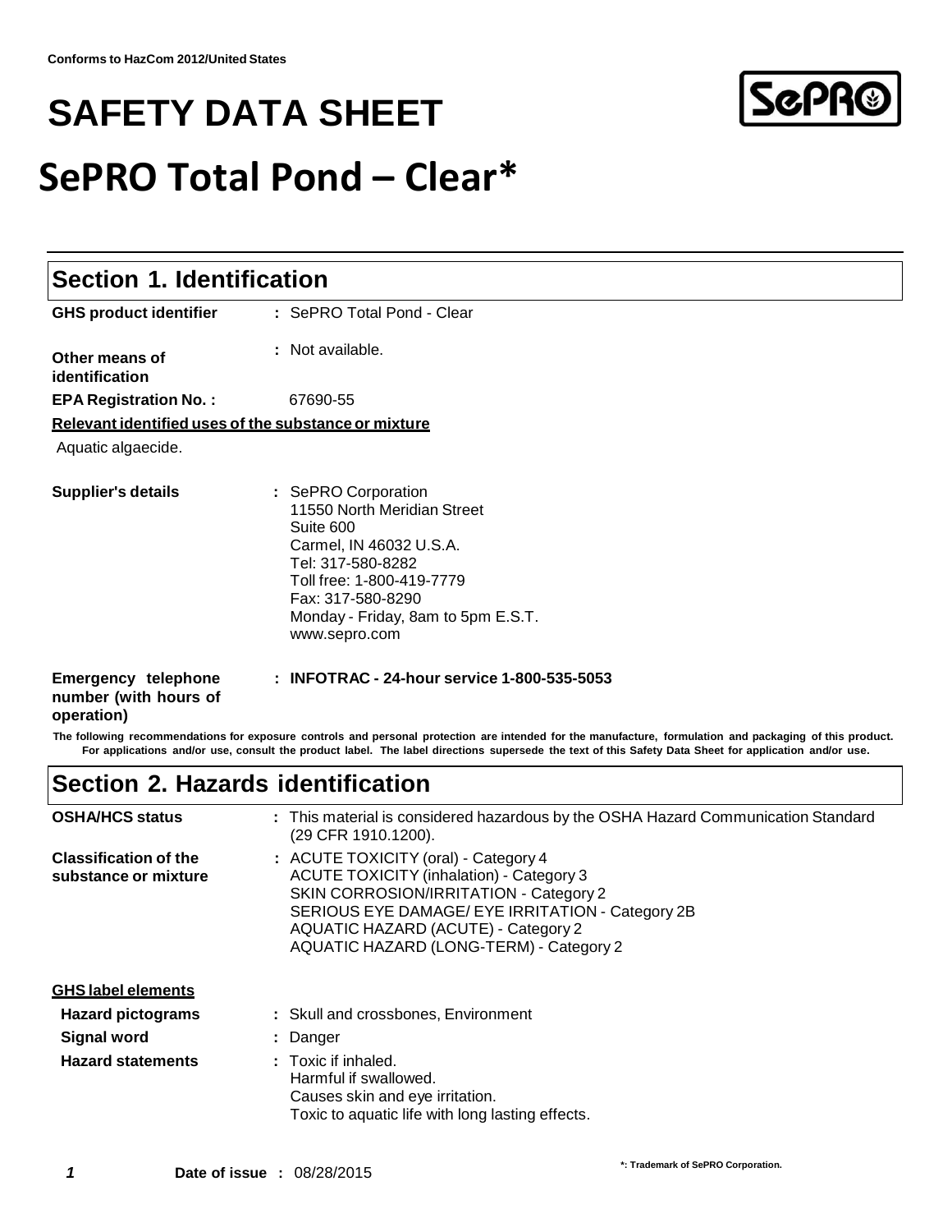**Conforms to HazCom 2012/United States**

# SAFETY DATA SHEET

# SePRO Total Pond – Clear*

## Section 1. Identification

**GHS product identifier** : SePRO Total Pond - Clear

**Other means of identification** : Not available.

**EPA Registration No. :** 67690-55

**Relevant identified uses of the substance or mixture**

Aquatic algaecide.

**Supplier's details** : SePRO Corporation
11550 North Meridian Street
Suite 600
Carmel, IN 46032 U.S.A.
Tel: 317-580-8282
Toll free: 1-800-419-7779
Fax: 317-580-8290
Monday - Friday, 8am to 5pm E.S.T.
www.sepro.com

**Emergency telephone number (with hours of operation)** : **INFOTRAC - 24-hour service 1-800-535-5053**

**The following recommendations for exposure controls and personal protection are intended for the manufacture, formulation and packaging of this product. For applications and/or use, consult the product label. The label directions supersede the text of this Safety Data Sheet for application and/or use.**

## Section 2. Hazards identification

**OSHA/HCS status** : This material is considered hazardous by the OSHA Hazard Communication Standard (29 CFR 1910.1200).

**Classification of the substance or mixture** : ACUTE TOXICITY (oral) - Category 4
ACUTE TOXICITY (inhalation) - Category 3
SKIN CORROSION/IRRITATION - Category 2
SERIOUS EYE DAMAGE/ EYE IRRITATION - Category 2B
AQUATIC HAZARD (ACUTE) - Category 2
AQUATIC HAZARD (LONG-TERM) - Category 2

**GHS label elements**

**Hazard pictograms** : Skull and crossbones, Environment

**Signal word** : Danger

**Hazard statements** : Toxic if inhaled.
Harmful if swallowed.
Causes skin and eye irritation.
Toxic to aquatic life with long lasting effects.

**Date of issue :** 08/28/2015

*: Trademark of SePRO Corporation.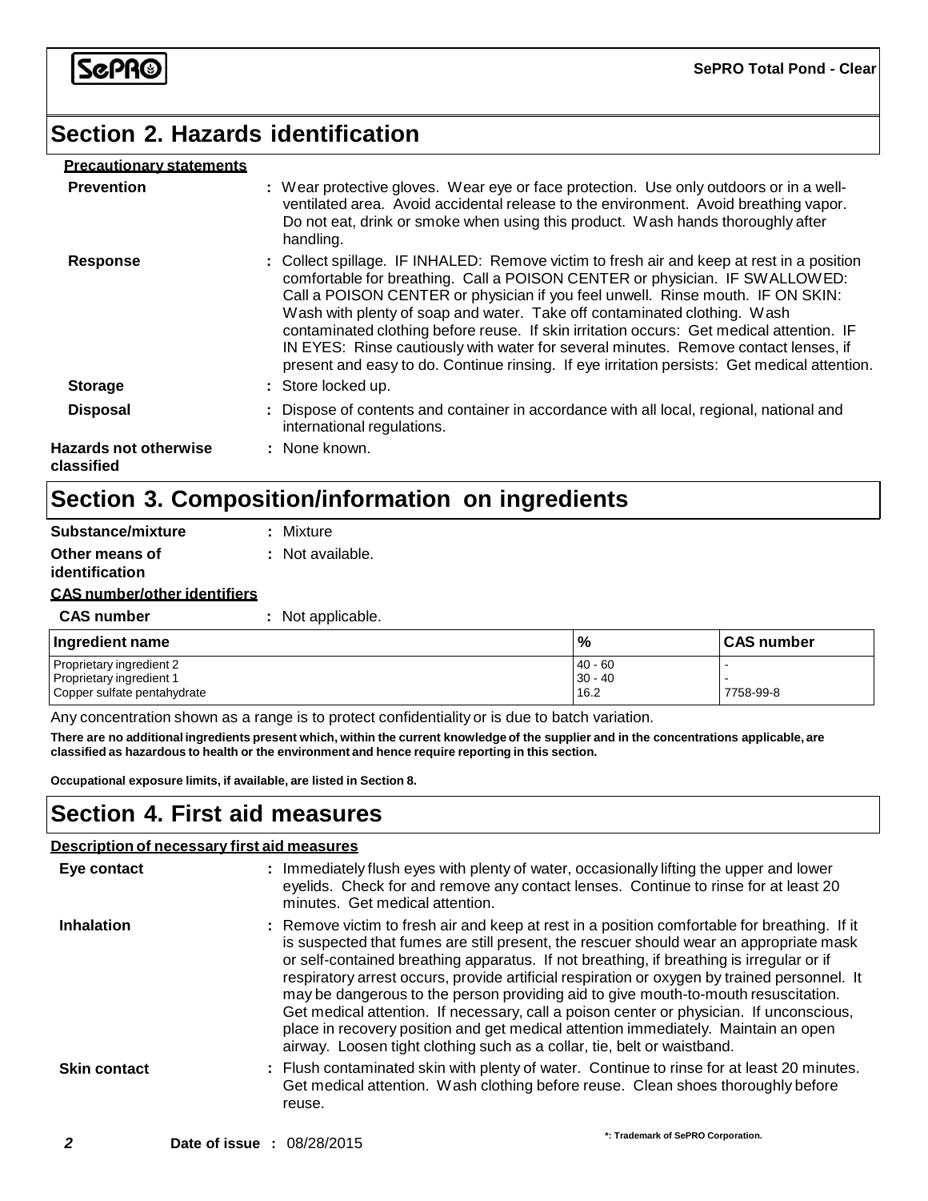## Section 2. Hazards identification

**Precautionary statements**

**Prevention** : Wear protective gloves. Wear eye or face protection. Use only outdoors or in a well-ventilated area. Avoid accidental release to the environment. Avoid breathing vapor. Do not eat, drink or smoke when using this product. Wash hands thoroughly after handling.

**Response** : Collect spillage. IF INHALED: Remove victim to fresh air and keep at rest in a position comfortable for breathing. Call a POISON CENTER or physician. IF SWALLOWED: Call a POISON CENTER or physician if you feel unwell. Rinse mouth. IF ON SKIN: Wash with plenty of soap and water. Take off contaminated clothing. Wash contaminated clothing before reuse. If skin irritation occurs: Get medical attention. IF IN EYES: Rinse cautiously with water for several minutes. Remove contact lenses, if present and easy to do. Continue rinsing. If eye irritation persists: Get medical attention.

**Storage** : Store locked up.

**Disposal** : Dispose of contents and container in accordance with all local, regional, national and international regulations.

**Hazards not otherwise classified** : None known.

## Section 3. Composition/information on ingredients

**Substance/mixture** : Mixture

**Other means of identification** : Not available.

**CAS number/other identifiers**

**CAS number** : Not applicable.

| Ingredient name | % | CAS number |
|---|---|---|
| Proprietary ingredient 2 | 40 - 60 | - |
| Proprietary ingredient 1 | 30 - 40 | - |
| Copper sulfate pentahydrate | 16.2 | 7758-99-8 |

Any concentration shown as a range is to protect confidentiality or is due to batch variation.

**There are no additional ingredients present which, within the current knowledge of the supplier and in the concentrations applicable, are classified as hazardous to health or the environment and hence require reporting in this section.**

**Occupational exposure limits, if available, are listed in Section 8.**

## Section 4. First aid measures

**Description of necessary first aid measures**

**Eye contact** : Immediately flush eyes with plenty of water, occasionally lifting the upper and lower eyelids. Check for and remove any contact lenses. Continue to rinse for at least 20 minutes. Get medical attention.

**Inhalation** : Remove victim to fresh air and keep at rest in a position comfortable for breathing. If it is suspected that fumes are still present, the rescuer should wear an appropriate mask or self-contained breathing apparatus. If not breathing, if breathing is irregular or if respiratory arrest occurs, provide artificial respiration or oxygen by trained personnel. It may be dangerous to the person providing aid to give mouth-to-mouth resuscitation. Get medical attention. If necessary, call a poison center or physician. If unconscious, place in recovery position and get medical attention immediately. Maintain an open airway. Loosen tight clothing such as a collar, tie, belt or waistband.

**Skin contact** : Flush contaminated skin with plenty of water. Continue to rinse for at least 20 minutes. Get medical attention. Wash clothing before reuse. Clean shoes thoroughly before reuse.

**Date of issue** : 08/28/2015

*: Trademark of SePRO Corporation.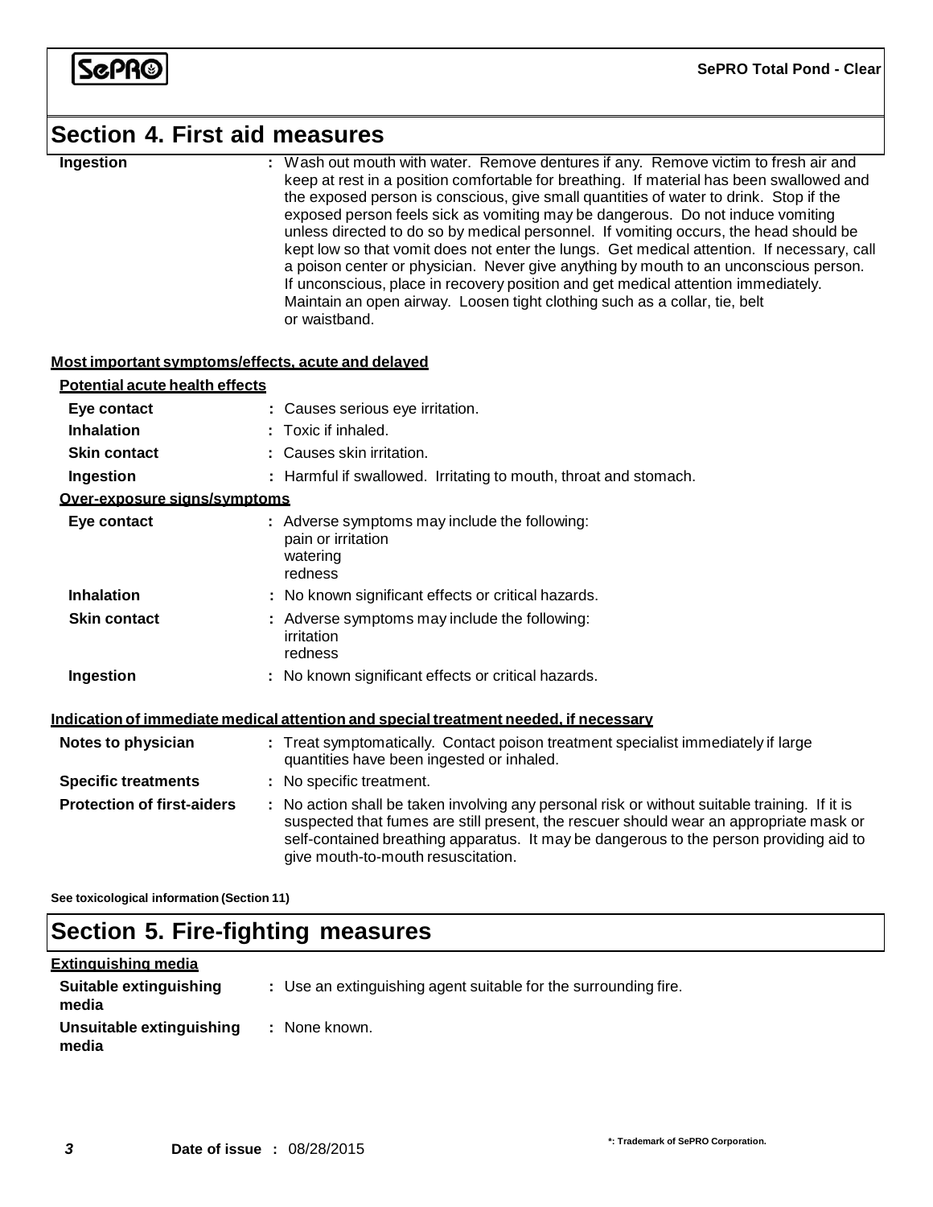## Section 4. First aid measures

| | |
|---|---|
| **Ingestion** | : Wash out mouth with water. Remove dentures if any. Remove victim to fresh air and keep at rest in a position comfortable for breathing. If material has been swallowed and the exposed person is conscious, give small quantities of water to drink. Stop if the exposed person feels sick as vomiting may be dangerous. Do not induce vomiting unless directed to do so by medical personnel. If vomiting occurs, the head should be kept low so that vomit does not enter the lungs. Get medical attention. If necessary, call a poison center or physician. Never give anything by mouth to an unconscious person. If unconscious, place in recovery position and get medical attention immediately. Maintain an open airway. Loosen tight clothing such as a collar, tie, belt or waistband. |

**Most important symptoms/effects, acute and delayed**

**Potential acute health effects**

| | |
|---|---|
| **Eye contact** | : Causes serious eye irritation. |
| **Inhalation** | : Toxic if inhaled. |
| **Skin contact** | : Causes skin irritation. |
| **Ingestion** | : Harmful if swallowed. Irritating to mouth, throat and stomach. |

**Over-exposure signs/symptoms**

| | |
|---|---|
| **Eye contact** | : Adverse symptoms may include the following: pain or irritation, watering, redness |
| **Inhalation** | : No known significant effects or critical hazards. |
| **Skin contact** | : Adverse symptoms may include the following: irritation, redness |
| **Ingestion** | : No known significant effects or critical hazards. |

**Indication of immediate medical attention and special treatment needed, if necessary**

| | |
|---|---|
| **Notes to physician** | : Treat symptomatically. Contact poison treatment specialist immediately if large quantities have been ingested or inhaled. |
| **Specific treatments** | : No specific treatment. |
| **Protection of first-aiders** | : No action shall be taken involving any personal risk or without suitable training. If it is suspected that fumes are still present, the rescuer should wear an appropriate mask or self-contained breathing apparatus. It may be dangerous to the person providing aid to give mouth-to-mouth resuscitation. |

**See toxicological information (Section 11)**

## Section 5. Fire-fighting measures

**Extinguishing media**

| | |
|---|---|
| **Suitable extinguishing media** | : Use an extinguishing agent suitable for the surrounding fire. |
| **Unsuitable extinguishing media** | : None known. |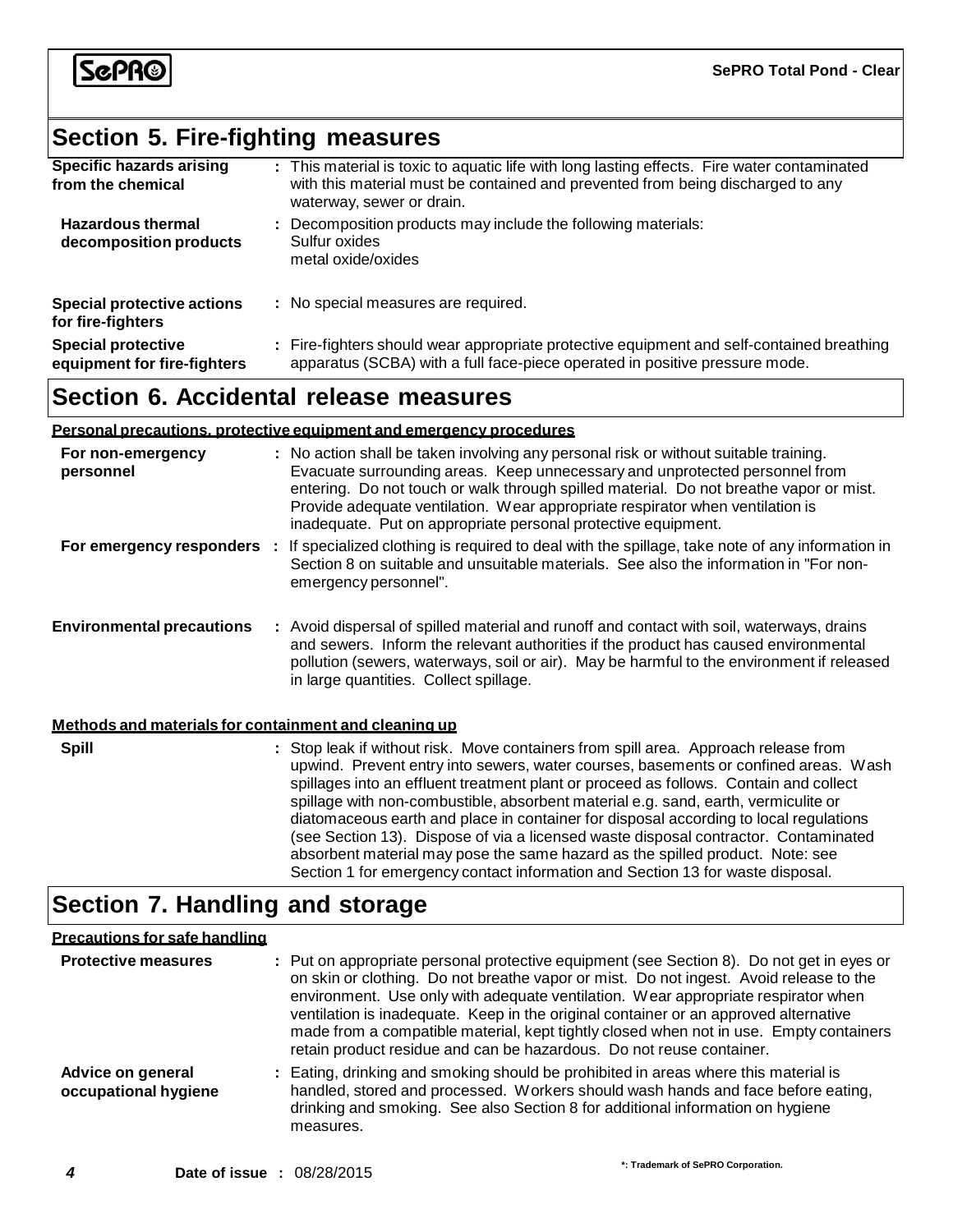## Section 5. Fire-fighting measures

| | |
|---|---|
| **Specific hazards arising from the chemical** | : This material is toxic to aquatic life with long lasting effects. Fire water contaminated with this material must be contained and prevented from being discharged to any waterway, sewer or drain. |
| **Hazardous thermal decomposition products** | : Decomposition products may include the following materials: Sulfur oxides metal oxide/oxides |
| **Special protective actions for fire-fighters** | : No special measures are required. |
| **Special protective equipment for fire-fighters** | : Fire-fighters should wear appropriate protective equipment and self-contained breathing apparatus (SCBA) with a full face-piece operated in positive pressure mode. |

## Section 6. Accidental release measures

**Personal precautions, protective equipment and emergency procedures**

| | |
|---|---|
| **For non-emergency personnel** | : No action shall be taken involving any personal risk or without suitable training. Evacuate surrounding areas. Keep unnecessary and unprotected personnel from entering. Do not touch or walk through spilled material. Do not breathe vapor or mist. Provide adequate ventilation. Wear appropriate respirator when ventilation is inadequate. Put on appropriate personal protective equipment. |
| **For emergency responders** | : If specialized clothing is required to deal with the spillage, take note of any information in Section 8 on suitable and unsuitable materials. See also the information in "For non-emergency personnel". |
| **Environmental precautions** | : Avoid dispersal of spilled material and runoff and contact with soil, waterways, drains and sewers. Inform the relevant authorities if the product has caused environmental pollution (sewers, waterways, soil or air). May be harmful to the environment if released in large quantities. Collect spillage. |

**Methods and materials for containment and cleaning up**

| | |
|---|---|
| **Spill** | : Stop leak if without risk. Move containers from spill area. Approach release from upwind. Prevent entry into sewers, water courses, basements or confined areas. Wash spillages into an effluent treatment plant or proceed as follows. Contain and collect spillage with non-combustible, absorbent material e.g. sand, earth, vermiculite or diatomaceous earth and place in container for disposal according to local regulations (see Section 13). Dispose of via a licensed waste disposal contractor. Contaminated absorbent material may pose the same hazard as the spilled product. Note: see Section 1 for emergency contact information and Section 13 for waste disposal. |

## Section 7. Handling and storage

**Precautions for safe handling**

| | |
|---|---|
| **Protective measures** | : Put on appropriate personal protective equipment (see Section 8). Do not get in eyes or on skin or clothing. Do not breathe vapor or mist. Do not ingest. Avoid release to the environment. Use only with adequate ventilation. Wear appropriate respirator when ventilation is inadequate. Keep in the original container or an approved alternative made from a compatible material, kept tightly closed when not in use. Empty containers retain product residue and can be hazardous. Do not reuse container. |
| **Advice on general occupational hygiene** | : Eating, drinking and smoking should be prohibited in areas where this material is handled, stored and processed. Workers should wash hands and face before eating, drinking and smoking. See also Section 8 for additional information on hygiene measures. |

**Date of issue :** 08/28/2015

*: Trademark of SePRO Corporation.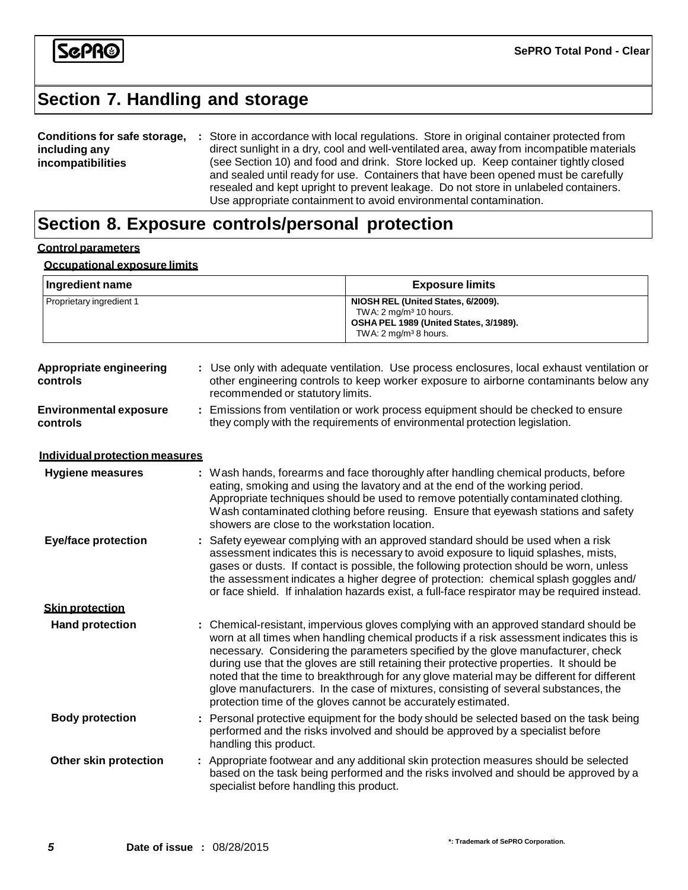## Section 7. Handling and storage

**Conditions for safe storage, including any incompatibilities** : Store in accordance with local regulations. Store in original container protected from direct sunlight in a dry, cool and well-ventilated area, away from incompatible materials (see Section 10) and food and drink. Store locked up. Keep container tightly closed and sealed until ready for use. Containers that have been opened must be carefully resealed and kept upright to prevent leakage. Do not store in unlabeled containers. Use appropriate containment to avoid environmental contamination.

## Section 8. Exposure controls/personal protection

**Control parameters**

**Occupational exposure limits**

| Ingredient name | Exposure limits |
|---|---|
| Proprietary ingredient 1 | **NIOSH REL (United States, 6/2009).**<br>TWA: 2 mg/m³ 10 hours.<br>**OSHA PEL 1989 (United States, 3/1989).**<br>TWA: 2 mg/m³ 8 hours. |

**Appropriate engineering controls** : Use only with adequate ventilation. Use process enclosures, local exhaust ventilation or other engineering controls to keep worker exposure to airborne contaminants below any recommended or statutory limits.

**Environmental exposure controls** : Emissions from ventilation or work process equipment should be checked to ensure they comply with the requirements of environmental protection legislation.

**Individual protection measures**

**Hygiene measures** : Wash hands, forearms and face thoroughly after handling chemical products, before eating, smoking and using the lavatory and at the end of the working period. Appropriate techniques should be used to remove potentially contaminated clothing. Wash contaminated clothing before reusing. Ensure that eyewash stations and safety showers are close to the workstation location.

**Eye/face protection** : Safety eyewear complying with an approved standard should be used when a risk assessment indicates this is necessary to avoid exposure to liquid splashes, mists, gases or dusts. If contact is possible, the following protection should be worn, unless the assessment indicates a higher degree of protection: chemical splash goggles and/ or face shield. If inhalation hazards exist, a full-face respirator may be required instead.

**Skin protection**

**Hand protection** : Chemical-resistant, impervious gloves complying with an approved standard should be worn at all times when handling chemical products if a risk assessment indicates this is necessary. Considering the parameters specified by the glove manufacturer, check during use that the gloves are still retaining their protective properties. It should be noted that the time to breakthrough for any glove material may be different for different glove manufacturers. In the case of mixtures, consisting of several substances, the protection time of the gloves cannot be accurately estimated.

**Body protection** : Personal protective equipment for the body should be selected based on the task being performed and the risks involved and should be approved by a specialist before handling this product.

**Other skin protection** : Appropriate footwear and any additional skin protection measures should be selected based on the task being performed and the risks involved and should be approved by a specialist before handling this product.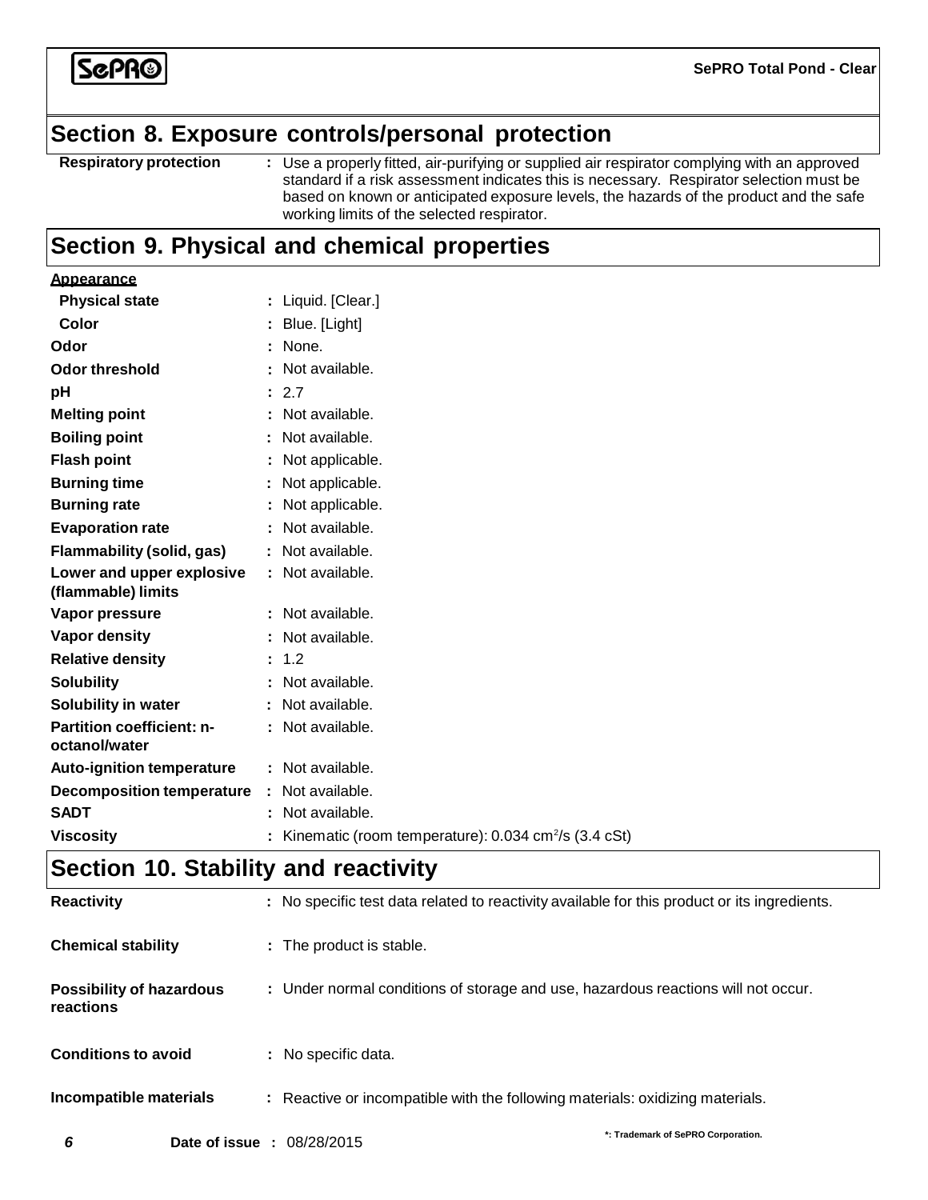## Section 8. Exposure controls/personal protection

| | |
|---|---|
| **Respiratory protection** | : Use a properly fitted, air-purifying or supplied air respirator complying with an approved standard if a risk assessment indicates this is necessary. Respirator selection must be based on known or anticipated exposure levels, the hazards of the product and the safe working limits of the selected respirator. |

## Section 9. Physical and chemical properties

**Appearance**

| | |
|---|---|
| **Physical state** | : Liquid. [Clear.] |
| **Color** | : Blue. [Light] |
| **Odor** | : None. |
| **Odor threshold** | : Not available. |
| **pH** | : 2.7 |
| **Melting point** | : Not available. |
| **Boiling point** | : Not available. |
| **Flash point** | : Not applicable. |
| **Burning time** | : Not applicable. |
| **Burning rate** | : Not applicable. |
| **Evaporation rate** | : Not available. |
| **Flammability (solid, gas)** | : Not available. |
| **Lower and upper explosive (flammable) limits** | : Not available. |
| **Vapor pressure** | : Not available. |
| **Vapor density** | : Not available. |
| **Relative density** | : 1.2 |
| **Solubility** | : Not available. |
| **Solubility in water** | : Not available. |
| **Partition coefficient: n-octanol/water** | : Not available. |
| **Auto-ignition temperature** | : Not available. |
| **Decomposition temperature** | : Not available. |
| **SADT** | : Not available. |
| **Viscosity** | : Kinematic (room temperature): 0.034 $cm^2/s$ (3.4 cSt) |

## Section 10. Stability and reactivity

| | |
|---|---|
| **Reactivity** | : No specific test data related to reactivity available for this product or its ingredients. |
| **Chemical stability** | : The product is stable. |
| **Possibility of hazardous reactions** | : Under normal conditions of storage and use, hazardous reactions will not occur. |
| **Conditions to avoid** | : No specific data. |
| **Incompatible materials** | : Reactive or incompatible with the following materials: oxidizing materials. |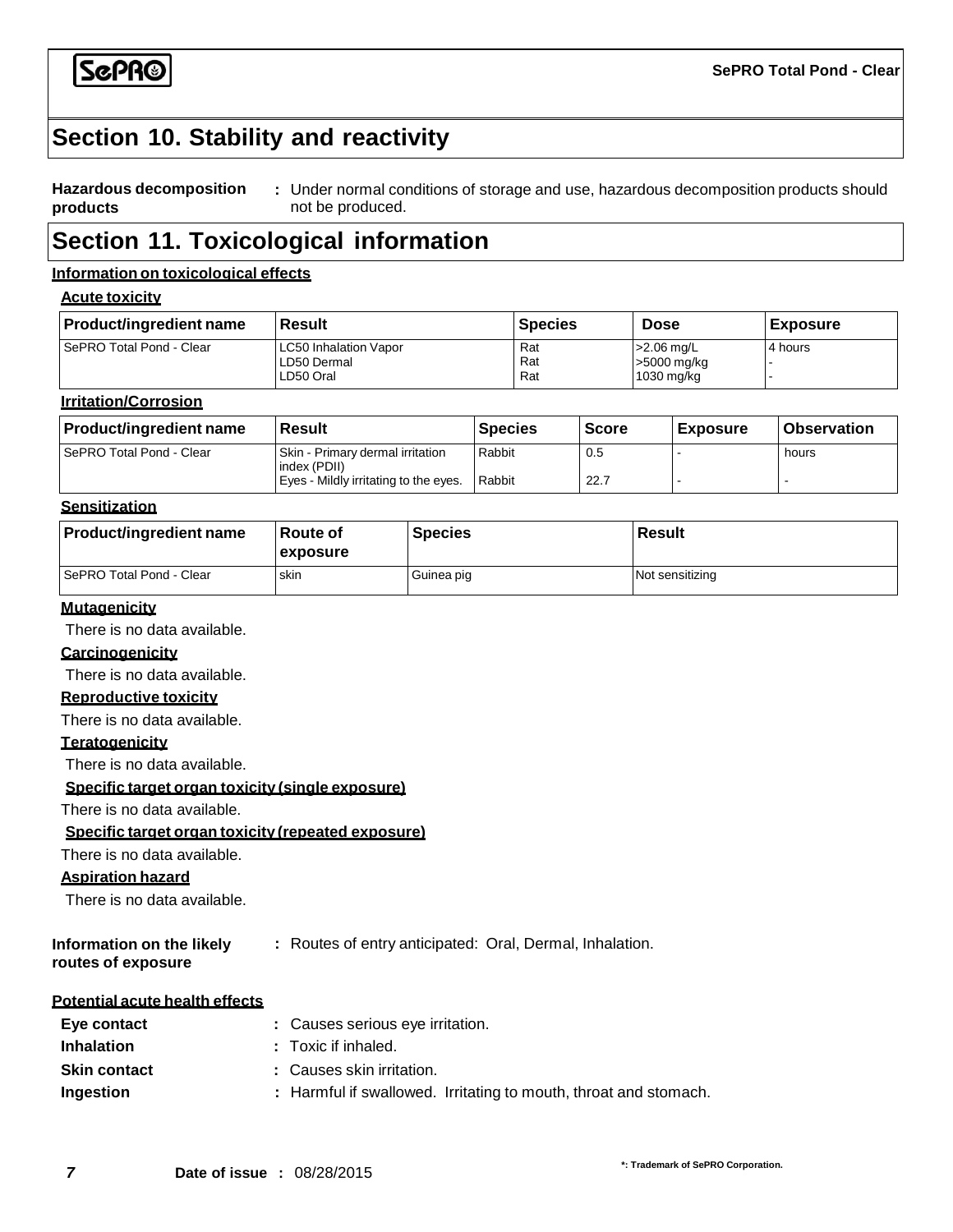# Section 10. Stability and reactivity

**Hazardous decomposition products** : Under normal conditions of storage and use, hazardous decomposition products should not be produced.

# Section 11. Toxicological information

**Information on toxicological effects**

**Acute toxicity**

| Product/ingredient name | Result | Species | Dose | Exposure |
|---|---|---|---|---|
| SePRO Total Pond - Clear | LC50 Inhalation Vapor<br>LD50 Dermal<br>LD50 Oral | Rat<br>Rat<br>Rat | >2.06 mg/L<br>>5000 mg/kg<br>1030 mg/kg | 4 hours<br>-<br>- |

**Irritation/Corrosion**

| Product/ingredient name | Result | Species | Score | Exposure | Observation |
|---|---|---|---|---|---|
| SePRO Total Pond - Clear | Skin - Primary dermal irritation index (PDII)<br>Eyes - Mildly irritating to the eyes. | Rabbit<br>Rabbit | 0.5<br>22.7 | -<br>- | hours<br>- |

**Sensitization**

| Product/ingredient name | Route of exposure | Species | Result |
|---|---|---|---|
| SePRO Total Pond - Clear | skin | Guinea pig | Not sensitizing |

**Mutagenicity**

There is no data available.

**Carcinogenicity**

There is no data available.

**Reproductive toxicity**

There is no data available.

**Teratogenicity**

There is no data available.

**Specific target organ toxicity (single exposure)**

There is no data available.

**Specific target organ toxicity (repeated exposure)**

There is no data available.

**Aspiration hazard**

There is no data available.

**Information on the likely routes of exposure** : Routes of entry anticipated: Oral, Dermal, Inhalation.

**Potential acute health effects**

**Eye contact** : Causes serious eye irritation.

**Inhalation** : Toxic if inhaled.

**Skin contact** : Causes skin irritation.

**Ingestion** : Harmful if swallowed. Irritating to mouth, throat and stomach.

**Date of issue :** 08/28/2015

*: Trademark of SePRO Corporation.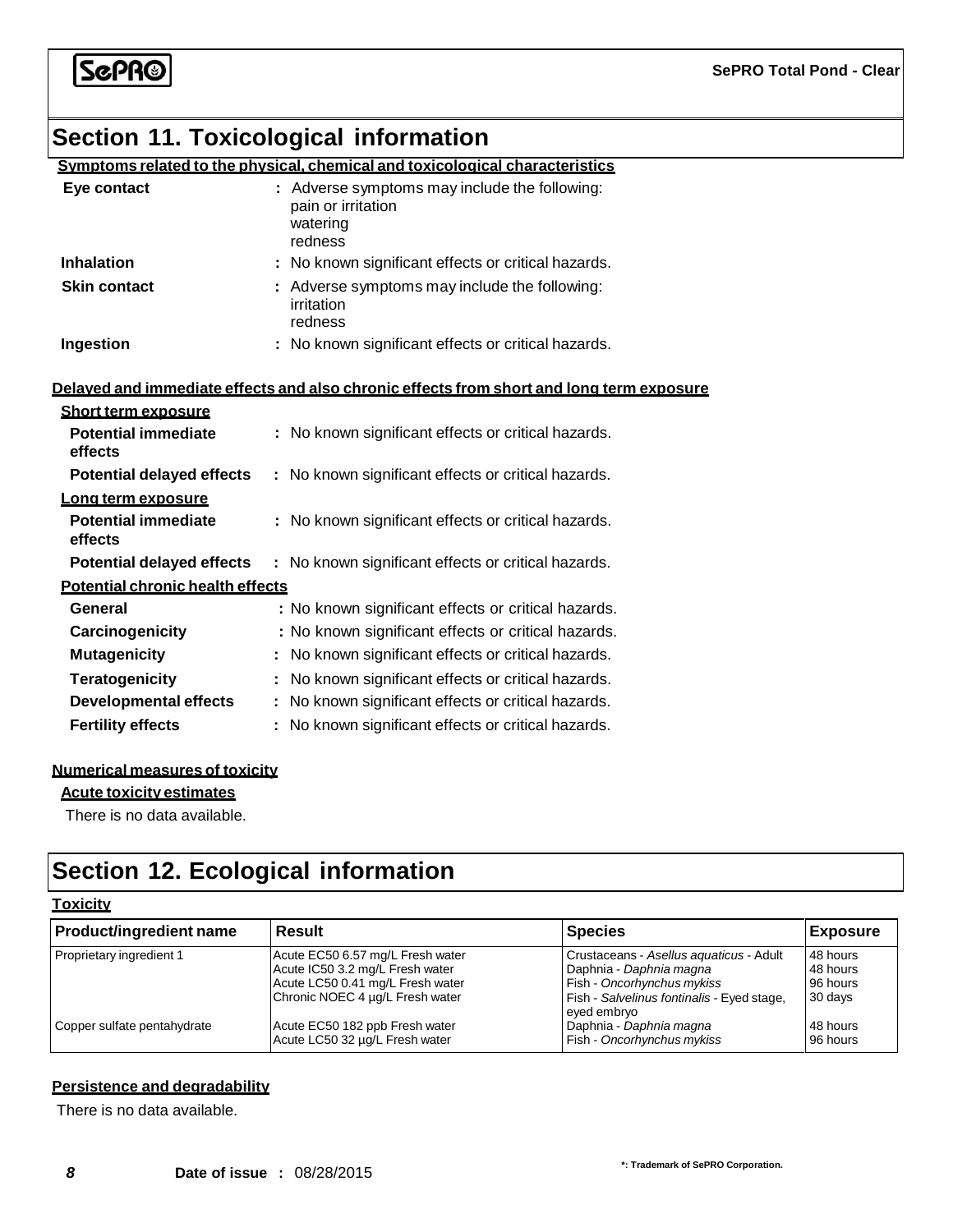## Section 11. Toxicological information

**Symptoms related to the physical, chemical and toxicological characteristics**

**Eye contact** : Adverse symptoms may include the following:
pain or irritation
watering
redness

**Inhalation** : No known significant effects or critical hazards.

**Skin contact** : Adverse symptoms may include the following:
irritation
redness

**Ingestion** : No known significant effects or critical hazards.

**Delayed and immediate effects and also chronic effects from short and long term exposure**

**Short term exposure**

**Potential immediate effects** : No known significant effects or critical hazards.

**Potential delayed effects** : No known significant effects or critical hazards.

**Long term exposure**

**Potential immediate effects** : No known significant effects or critical hazards.

**Potential delayed effects** : No known significant effects or critical hazards.

**Potential chronic health effects**

**General** : No known significant effects or critical hazards.

**Carcinogenicity** : No known significant effects or critical hazards.

**Mutagenicity** : No known significant effects or critical hazards.

**Teratogenicity** : No known significant effects or critical hazards.

**Developmental effects** : No known significant effects or critical hazards.

**Fertility effects** : No known significant effects or critical hazards.

**Numerical measures of toxicity**

**Acute toxicity estimates**

There is no data available.

## Section 12. Ecological information

**Toxicity**

| Product/ingredient name | Result | Species | Exposure |
|---|---|---|---|
| Proprietary ingredient 1 | Acute EC50 6.57 mg/L Fresh water | Crustaceans - *Asellus aquaticus* - Adult | 48 hours |
| | Acute IC50 3.2 mg/L Fresh water | Daphnia - *Daphnia magna* | 48 hours |
| | Acute LC50 0.41 mg/L Fresh water | Fish - *Oncorhynchus mykiss* | 96 hours |
| | Chronic NOEC 4 µg/L Fresh water | Fish - *Salvelinus fontinalis* - Eyed stage, eyed embryo | 30 days |
| Copper sulfate pentahydrate | Acute EC50 182 ppb Fresh water | Daphnia - *Daphnia magna* | 48 hours |
| | Acute LC50 32 µg/L Fresh water | Fish - *Oncorhynchus mykiss* | 96 hours |

**Persistence and degradability**

There is no data available.

*: Trademark of SePRO Corporation.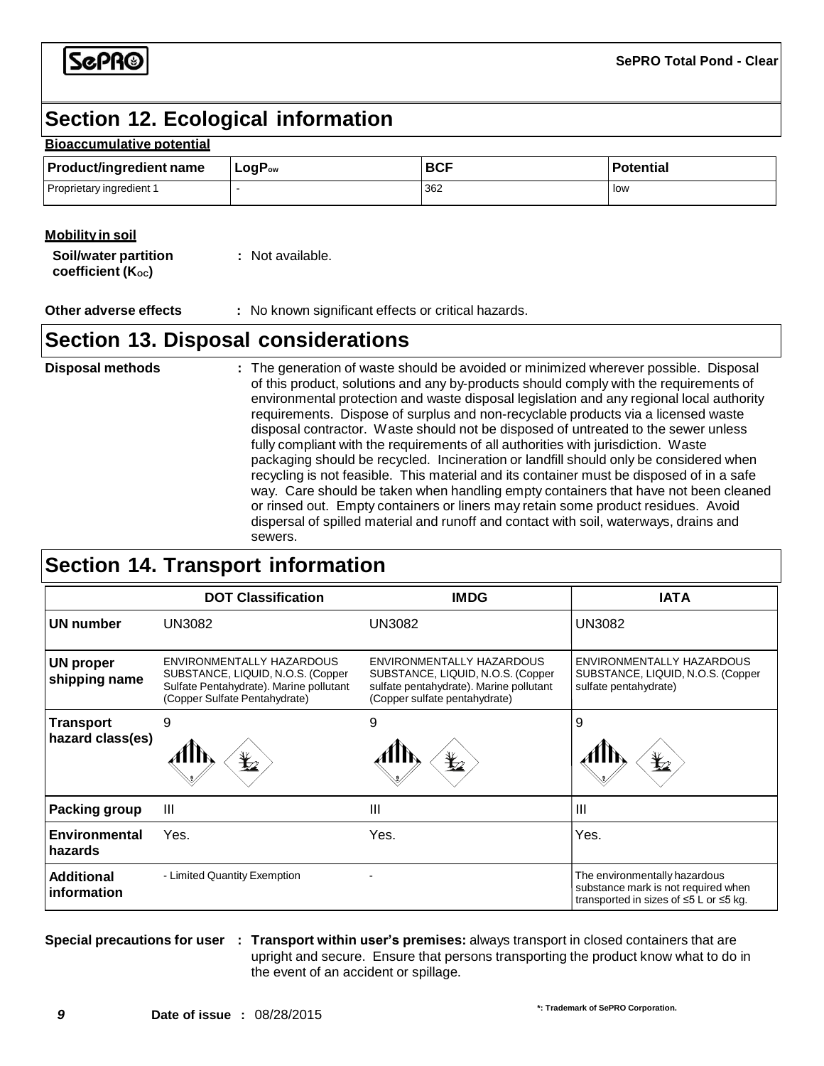## Section 12. Ecological information

**Bioaccumulative potential**

| Product/ingredient name | $LogP_{ow}$ | BCF | Potential |
|---|---|---|---|
| Proprietary ingredient 1 | - | 362 | low |

**Mobility in soil**

**Soil/water partition coefficient ($K_{OC}$)** : Not available.

**Other adverse effects** : No known significant effects or critical hazards.

## Section 13. Disposal considerations

**Disposal methods** : The generation of waste should be avoided or minimized wherever possible. Disposal of this product, solutions and any by-products should comply with the requirements of environmental protection and waste disposal legislation and any regional local authority requirements. Dispose of surplus and non-recyclable products via a licensed waste disposal contractor. Waste should not be disposed of untreated to the sewer unless fully compliant with the requirements of all authorities with jurisdiction. Waste packaging should be recycled. Incineration or landfill should only be considered when recycling is not feasible. This material and its container must be disposed of in a safe way. Care should be taken when handling empty containers that have not been cleaned or rinsed out. Empty containers or liners may retain some product residues. Avoid dispersal of spilled material and runoff and contact with soil, waterways, drains and sewers.

## Section 14. Transport information

| | DOT Classification | IMDG | IATA |
|---|---|---|---|
| **UN number** | UN3082 | UN3082 | UN3082 |
| **UN proper shipping name** | ENVIRONMENTALLY HAZARDOUS SUBSTANCE, LIQUID, N.O.S. (Copper Sulfate Pentahydrate). Marine pollutant (Copper Sulfate Pentahydrate) | ENVIRONMENTALLY HAZARDOUS SUBSTANCE, LIQUID, N.O.S. (Copper sulfate pentahydrate). Marine pollutant (Copper sulfate pentahydrate) | ENVIRONMENTALLY HAZARDOUS SUBSTANCE, LIQUID, N.O.S. (Copper sulfate pentahydrate) |
| **Transport hazard class(es)** | 9 | 9 | 9 |
| **Packing group** | III | III | III |
| **Environmental hazards** | Yes. | Yes. | Yes. |
| **Additional information** | - Limited Quantity Exemption | - | The environmentally hazardous substance mark is not required when transported in sizes of ≤5 L or ≤5 kg. |

**Special precautions for user** : **Transport within user's premises:** always transport in closed containers that are upright and secure. Ensure that persons transporting the product know what to do in the event of an accident or spillage.

**Date of issue :** 08/28/2015

*: Trademark of SePRO Corporation.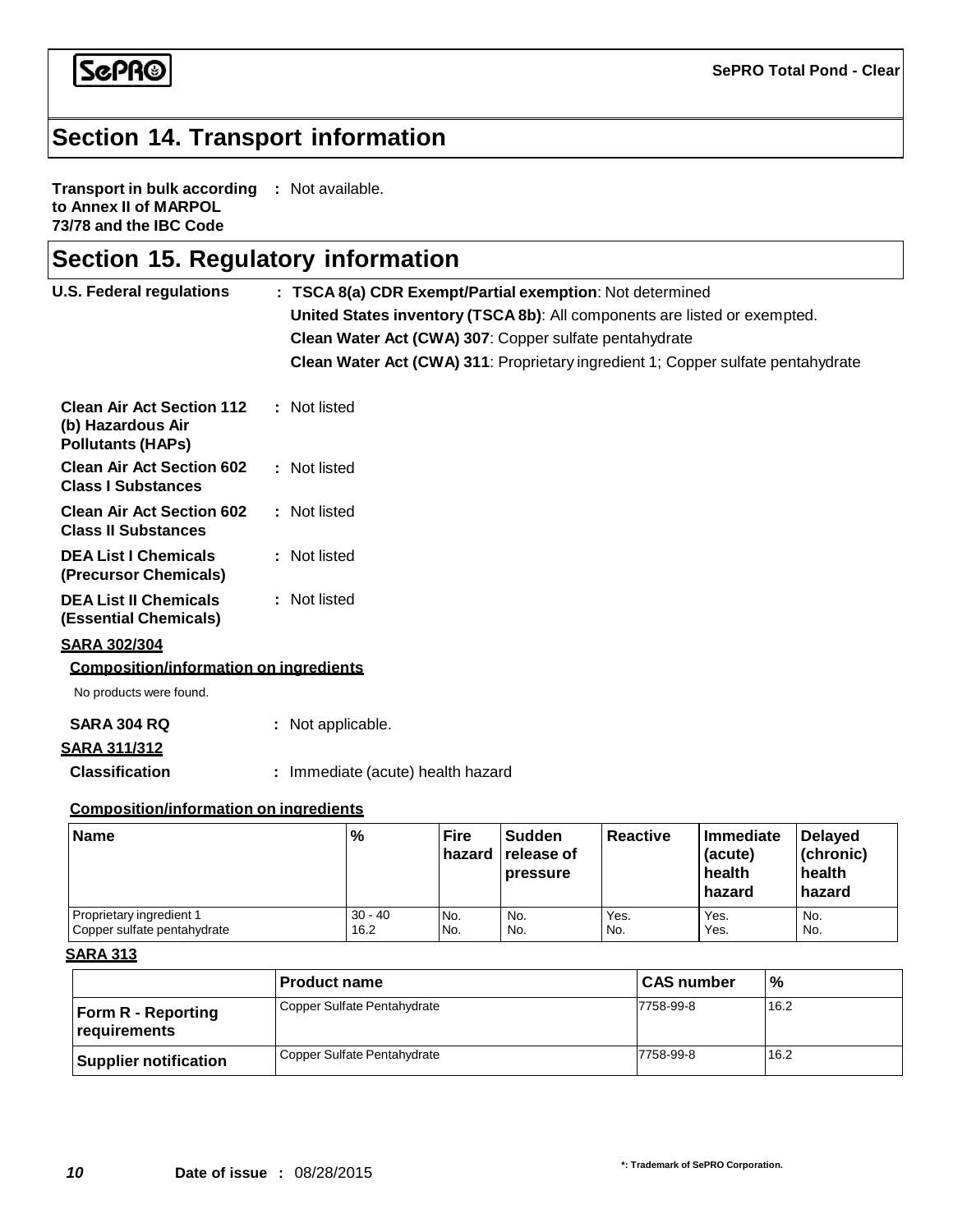## Section 14. Transport information

**Transport in bulk according to Annex II of MARPOL 73/78 and the IBC Code** : Not available.

## Section 15. Regulatory information

**U.S. Federal regulations** : **TSCA 8(a) CDR Exempt/Partial exemption**: Not determined

**United States inventory (TSCA 8b)**: All components are listed or exempted.

**Clean Water Act (CWA) 307**: Copper sulfate pentahydrate

**Clean Water Act (CWA) 311**: Proprietary ingredient 1; Copper sulfate pentahydrate

**Clean Air Act Section 112 (b) Hazardous Air Pollutants (HAPs)** : Not listed

**Clean Air Act Section 602 Class I Substances** : Not listed

**Clean Air Act Section 602 Class II Substances** : Not listed

**DEA List I Chemicals (Precursor Chemicals)** : Not listed

**DEA List II Chemicals (Essential Chemicals)** : Not listed

**SARA 302/304**

**Composition/information on ingredients**

No products were found.

**SARA 304 RQ** : Not applicable.

**SARA 311/312**

**Classification** : Immediate (acute) health hazard

**Composition/information on ingredients**

| Name | % | Fire hazard | Sudden release of pressure | Reactive | Immediate (acute) health hazard | Delayed (chronic) health hazard |
|---|---|---|---|---|---|---|
| Proprietary ingredient 1 | 30 - 40 | No. | No. | Yes. | Yes. | No. |
| Copper sulfate pentahydrate | 16.2 | No. | No. | No. | Yes. | No. |

**SARA 313**

| | Product name | CAS number | % |
|---|---|---|---|
| **Form R - Reporting requirements** | Copper Sulfate Pentahydrate | 7758-99-8 | 16.2 |
| **Supplier notification** | Copper Sulfate Pentahydrate | 7758-99-8 | 16.2 |

**Date of issue** : 08/28/2015

*: Trademark of SePRO Corporation.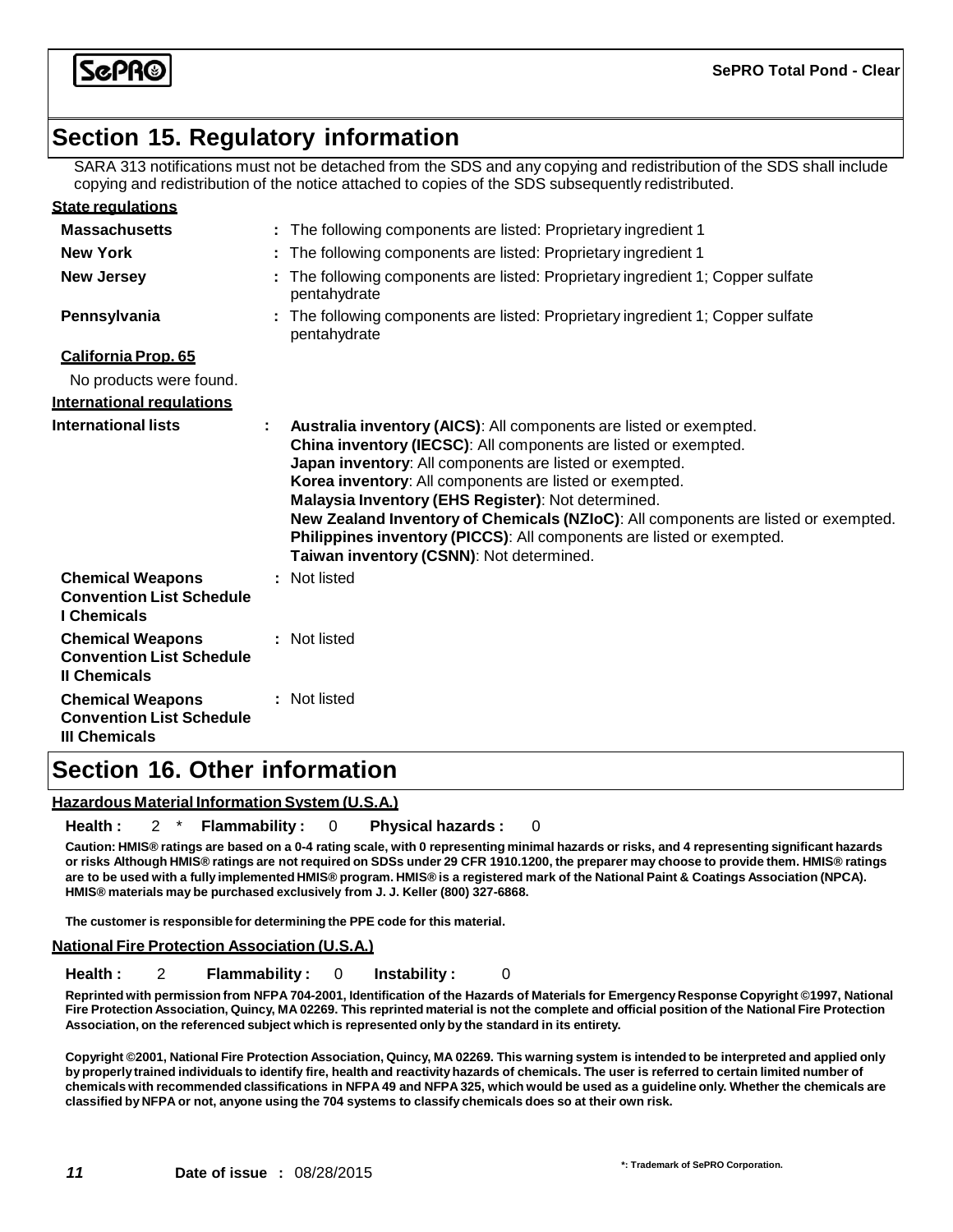## Section 15. Regulatory information

SARA 313 notifications must not be detached from the SDS and any copying and redistribution of the SDS shall include copying and redistribution of the notice attached to copies of the SDS subsequently redistributed.

**State regulations**

| | |
|---|---|
| **Massachusetts** | : The following components are listed: Proprietary ingredient 1 |
| **New York** | : The following components are listed: Proprietary ingredient 1 |
| **New Jersey** | : The following components are listed: Proprietary ingredient 1; Copper sulfate pentahydrate |
| **Pennsylvania** | : The following components are listed: Proprietary ingredient 1; Copper sulfate pentahydrate |

**California Prop. 65**

No products were found.

**International regulations**

**International lists** :
**Australia inventory (AICS)**: All components are listed or exempted.
**China inventory (IECSC)**: All components are listed or exempted.
**Japan inventory**: All components are listed or exempted.
**Korea inventory**: All components are listed or exempted.
**Malaysia Inventory (EHS Register)**: Not determined.
**New Zealand Inventory of Chemicals (NZIoC)**: All components are listed or exempted.
**Philippines inventory (PICCS)**: All components are listed or exempted.
**Taiwan inventory (CSNN)**: Not determined.

| | |
|---|---|
| **Chemical Weapons Convention List Schedule I Chemicals** | : Not listed |
| **Chemical Weapons Convention List Schedule II Chemicals** | : Not listed |
| **Chemical Weapons Convention List Schedule III Chemicals** | : Not listed |

## Section 16. Other information

**Hazardous Material Information System (U.S.A.)**

**Health :** 2 * **Flammability :** 0 **Physical hazards :** 0

**Caution: HMIS® ratings are based on a 0-4 rating scale, with 0 representing minimal hazards or risks, and 4 representing significant hazards or risks Although HMIS® ratings are not required on SDSs under 29 CFR 1910.1200, the preparer may choose to provide them. HMIS® ratings are to be used with a fully implemented HMIS® program. HMIS® is a registered mark of the National Paint & Coatings Association (NPCA). HMIS® materials may be purchased exclusively from J. J. Keller (800) 327-6868.**

**The customer is responsible for determining the PPE code for this material.**

**National Fire Protection Association (U.S.A.)**

**Health :** 2 **Flammability :** 0 **Instability :** 0

**Reprinted with permission from NFPA 704-2001, Identification of the Hazards of Materials for Emergency Response Copyright ©1997, National Fire Protection Association, Quincy, MA 02269. This reprinted material is not the complete and official position of the National Fire Protection Association, on the referenced subject which is represented only by the standard in its entirety.**

**Copyright ©2001, National Fire Protection Association, Quincy, MA 02269. This warning system is intended to be interpreted and applied only by properly trained individuals to identify fire, health and reactivity hazards of chemicals. The user is referred to certain limited number of chemicals with recommended classifications in NFPA 49 and NFPA 325, which would be used as a guideline only. Whether the chemicals are classified by NFPA or not, anyone using the 704 systems to classify chemicals does so at their own risk.**

**Date of issue :** 08/28/2015

*: Trademark of SePRO Corporation.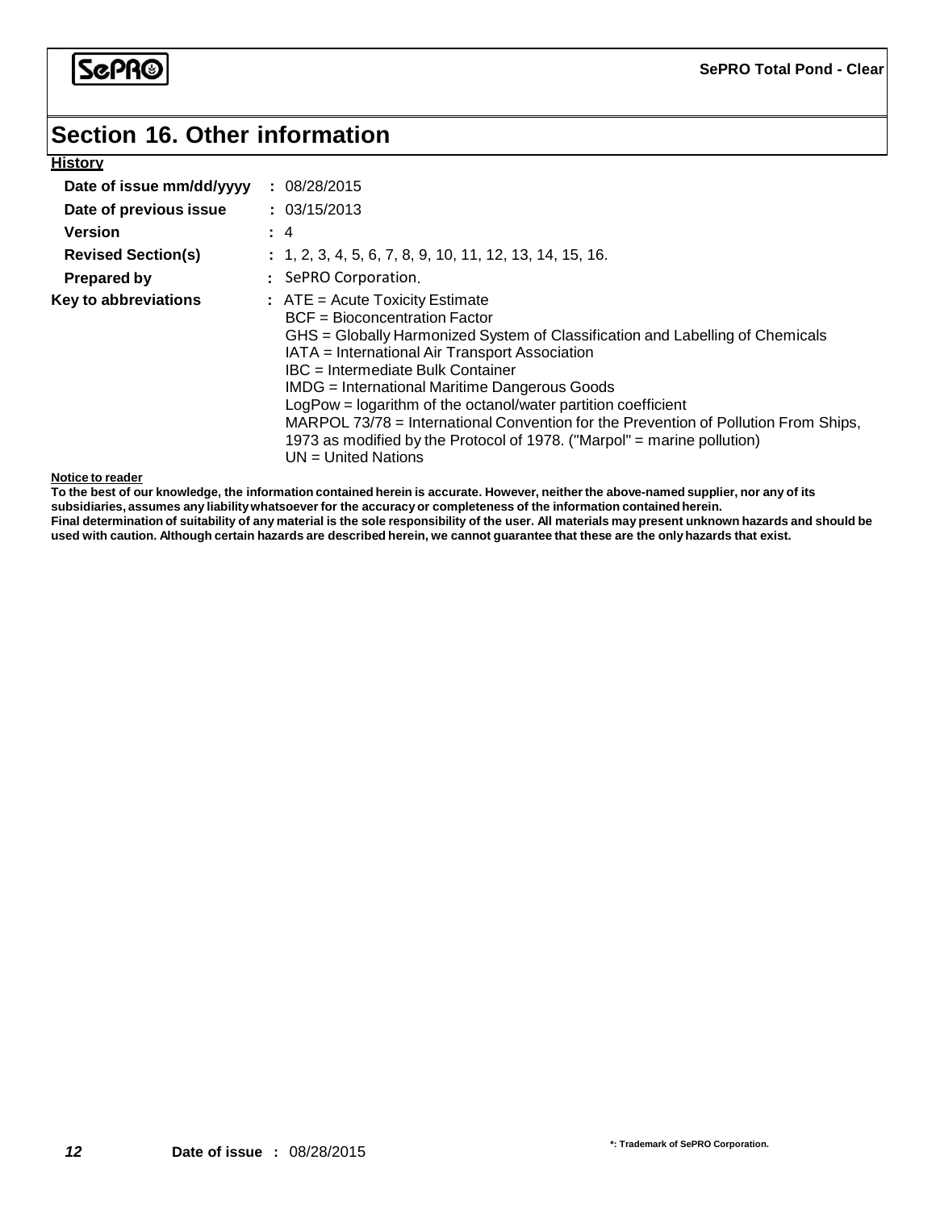# Section 16. Other information

**History**

| | |
|---|---|
| **Date of issue mm/dd/yyyy** | : 08/28/2015 |
| **Date of previous issue** | : 03/15/2013 |
| **Version** | : 4 |
| **Revised Section(s)** | : 1, 2, 3, 4, 5, 6, 7, 8, 9, 10, 11, 12, 13, 14, 15, 16. |
| **Prepared by** | : SePRO Corporation. |

**Key to abbreviations** :
ATE = Acute Toxicity Estimate
BCF = Bioconcentration Factor
GHS = Globally Harmonized System of Classification and Labelling of Chemicals
IATA = International Air Transport Association
IBC = Intermediate Bulk Container
IMDG = International Maritime Dangerous Goods
LogPow = logarithm of the octanol/water partition coefficient
MARPOL 73/78 = International Convention for the Prevention of Pollution From Ships, 1973 as modified by the Protocol of 1978. ("Marpol" = marine pollution)
UN = United Nations

**Notice to reader**

**To the best of our knowledge, the information contained herein is accurate. However, neither the above-named supplier, nor any of its subsidiaries, assumes any liability whatsoever for the accuracy or completeness of the information contained herein.**
**Final determination of suitability of any material is the sole responsibility of the user. All materials may present unknown hazards and should be used with caution. Although certain hazards are described herein, we cannot guarantee that these are the only hazards that exist.**

*: Trademark of SePRO Corporation.